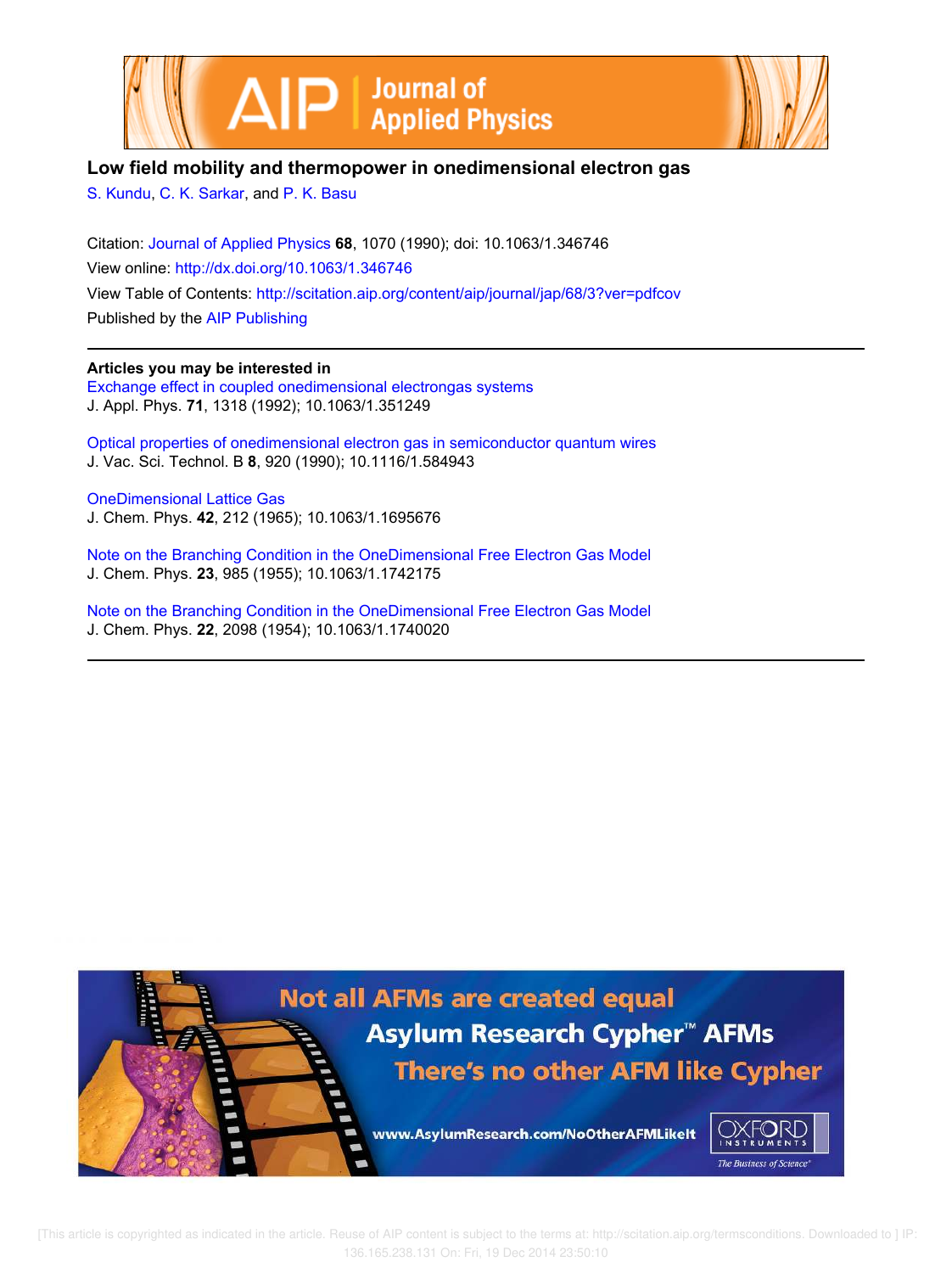# Low field mobility and thermopower in onedimensional electron gas

S. Kundu, C. K. Sarkar, and P. K. Basu

Citation: Journal of Applied Physics **68**, 1070 (1990); doi: 10.1063/1.346746

View online: http://dx.doi.org/10.1063/1.346746

View Table of Contents: http://scitation.aip.org/content/aip/journal/jap/68/3?ver=pdfcov

Published by the AIP Publishing

**Articles you may be interested in**

Exchange effect in coupled onedimensional electrongas systems
J. Appl. Phys. **71**, 1318 (1992); 10.1063/1.351249

Optical properties of onedimensional electron gas in semiconductor quantum wires
J. Vac. Sci. Technol. B **8**, 920 (1990); 10.1116/1.584943

OneDimensional Lattice Gas
J. Chem. Phys. **42**, 212 (1965); 10.1063/1.1695676

Note on the Branching Condition in the OneDimensional Free Electron Gas Model
J. Chem. Phys. **23**, 985 (1955); 10.1063/1.1742175

Note on the Branching Condition in the OneDimensional Free Electron Gas Model
J. Chem. Phys. **22**, 2098 (1954); 10.1063/1.1740020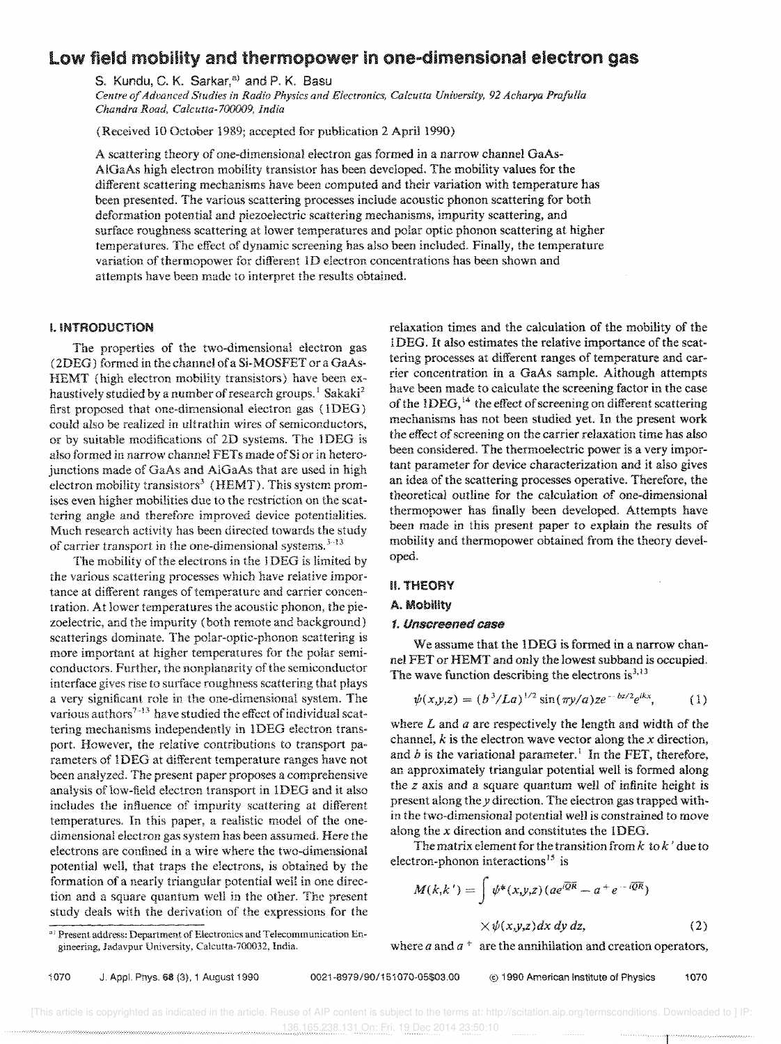# Low field mobility and thermopower in one-dimensional electron gas

S. Kundu, C. K. Sarkar,[a] and P. K. Basu

*Centre of Advanced Studies in Radio Physics and Electronics, Calcutta University, 92 Acharya Prafulla Chandra Road, Calcutta-700009, India*

(Received 10 October 1989; accepted for publication 2 April 1990)

A scattering theory of one-dimensional electron gas formed in a narrow channel GaAs-AlGaAs high electron mobility transistor has been developed. The mobility values for the different scattering mechanisms have been computed and their variation with temperature has been presented. The various scattering processes include acoustic phonon scattering for both deformation potential and piezoelectric scattering mechanisms, impurity scattering, and surface roughness scattering at lower temperatures and polar optic phonon scattering at higher temperatures. The effect of dynamic screening has also been included. Finally, the temperature variation of thermopower for different 1D electron concentrations has been shown and attempts have been made to interpret the results obtained.

## I. INTRODUCTION

The properties of the two-dimensional electron gas (2DEG) formed in the channel of a Si-MOSFET or a GaAs-HEMT (high electron mobility transistors) have been exhaustively studied by a number of research groups.[1] Sakaki[2] first proposed that one-dimensional electron gas (1DEG) could also be realized in ultrathin wires of semiconductors, or by suitable modifications of 2D systems. The 1DEG is also formed in narrow channel FETs made of Si or in heterojunctions made of GaAs and AlGaAs that are used in high electron mobility transistors[3] (HEMT). This system promises even higher mobilities due to the restriction on the scattering angle and therefore improved device potentialities. Much research activity has been directed towards the study of carrier transport in the one-dimensional systems.[3-13]

The mobility of the electrons in the 1DEG is limited by the various scattering processes which have relative importance at different ranges of temperature and carrier concentration. At lower temperatures the acoustic phonon, the piezoelectric, and the impurity (both remote and background) scatterings dominate. The polar-optic-phonon scattering is more important at higher temperatures for the polar semiconductors. Further, the nonplanarity of the semiconductor interface gives rise to surface roughness scattering that plays a very significant role in the one-dimensional system. The various authors[7-13] have studied the effect of individual scattering mechanisms independently in 1DEG electron transport. However, the relative contributions to transport parameters of 1DEG at different temperature ranges have not been analyzed. The present paper proposes a comprehensive analysis of low-field electron transport in 1DEG and it also includes the influence of impurity scattering at different temperatures. In this paper, a realistic model of the one-dimensional electron gas system has been assumed. Here the electrons are confined in a wire where the two-dimensional potential well, that traps the electrons, is obtained by the formation of a nearly triangular potential well in one direction and a square quantum well in the other. The present study deals with the derivation of the expressions for the relaxation times and the calculation of the mobility of the 1DEG. It also estimates the relative importance of the scattering processes at different ranges of temperature and carrier concentration in a GaAs sample. Although attempts have been made to calculate the screening factor in the case of the 1DEG,[14] the effect of screening on different scattering mechanisms has not been studied yet. In the present work the effect of screening on the carrier relaxation time has also been considered. The thermoelectric power is a very important parameter for device characterization and it also gives an idea of the scattering processes operative. Therefore, the theoretical outline for the calculation of one-dimensional thermopower has finally been developed. Attempts have been made in this present paper to explain the results of mobility and thermopower obtained from the theory developed.

## II. THEORY

### A. Mobility

#### *1. Unscreened case*

We assume that the 1DEG is formed in a narrow channel FET or HEMT and only the lowest subband is occupied. The wave function describing the electrons is[3,13]

$$\psi(x,y,z) = (b^3/La)^{1/2} \sin(\pi y/a) z e^{-bz/2} e^{ikx}, \qquad (1)$$

where $L$ and $a$ are respectively the length and width of the channel, $k$ is the electron wave vector along the $x$ direction, and $b$ is the variational parameter.[1] In the FET, therefore, an approximately triangular potential well is formed along the $z$ axis and a square quantum well of infinite height is present along the $y$ direction. The electron gas trapped within the two-dimensional potential well is constrained to move along the $x$ direction and constitutes the 1DEG.

The matrix element for the transition from $k$ to $k'$ due to electron-phonon interactions[15] is

$$M(k,k') = \int \psi^*(x,y,z)(a e^{i\overline{QR}} - a^+ e^{-i\overline{QR}}) \times \psi(x,y,z) dx\, dy\, dz, \qquad (2)$$

where $a$ and $a^+$ are the annihilation and creation operators,

[a] Present address: Department of Electronics and Telecommunication Engineering, Jadavpur University, Calcutta-700032, India.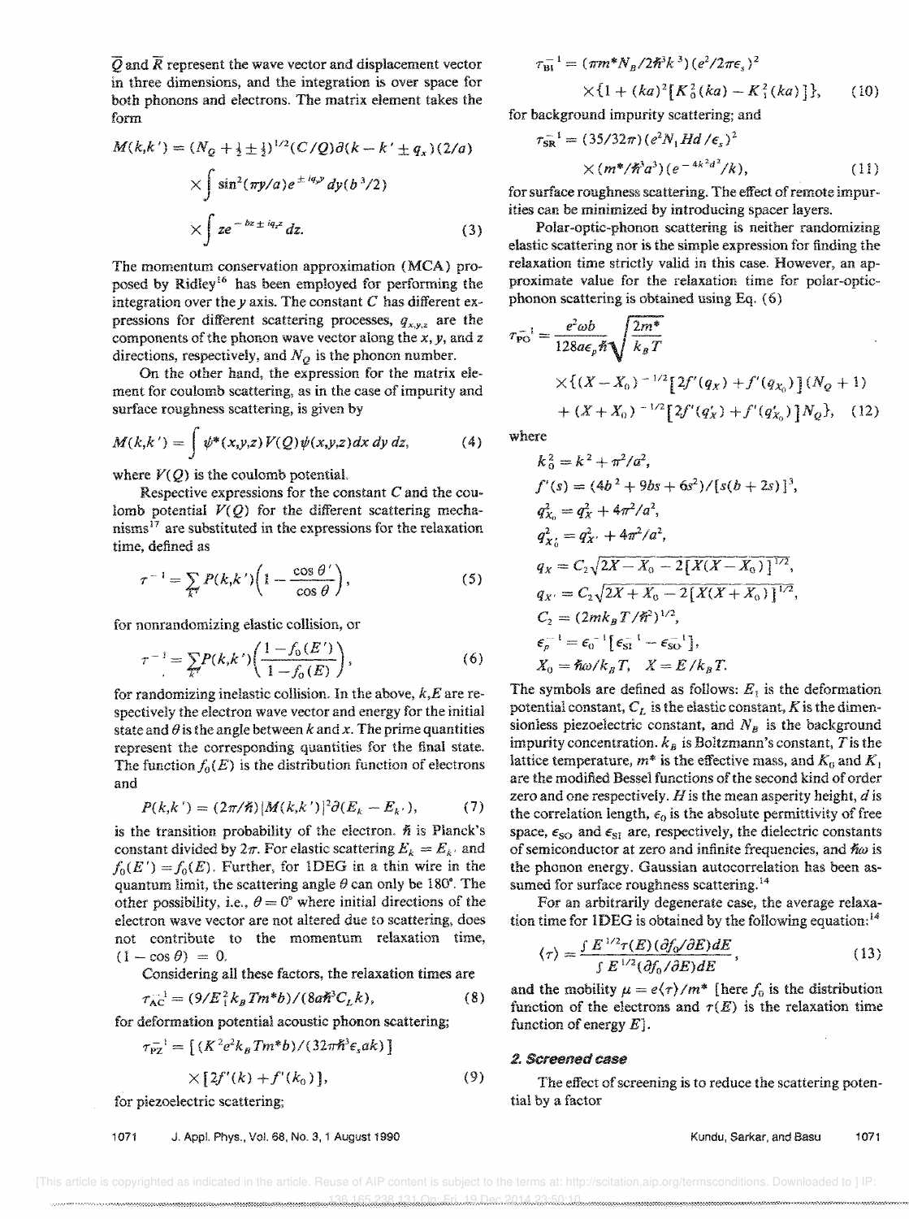$\overline{Q}$ and $\overline{R}$ represent the wave vector and displacement vector in three dimensions, and the integration is over space for both phonons and electrons. The matrix element takes the form

$$M(k,k') = (N_Q + \tfrac{1}{2} \pm \tfrac{1}{2})^{1/2}(C/Q)\partial(k - k' \pm q_x)(2/a) \times \int \sin^2(\pi y/a) e^{\pm iq_y y}\, dy(b^3/2) \times \int z e^{-bz \pm iq_z z}\, dz. \tag{3}$$

The momentum conservation approximation (MCA) proposed by Ridley[16] has been employed for performing the integration over the $y$ axis. The constant $C$ has different expressions for different scattering processes, $q_{x,y,z}$ are the components of the phonon wave vector along the $x$, $y$, and $z$ directions, respectively, and $N_Q$ is the phonon number.

On the other hand, the expression for the matrix element for coulomb scattering, as in the case of impurity and surface roughness scattering, is given by

$$M(k,k') = \int \psi^*(x,y,z) V(Q) \psi(x,y,z) dx\, dy\, dz, \tag{4}$$

where $V(Q)$ is the coulomb potential.

Respective expressions for the constant $C$ and the coulomb potential $V(Q)$ for the different scattering mechanisms[17] are substituted in the expressions for the relaxation time, defined as

$$\tau^{-1} = \sum_{k'} P(k,k')\left(1 - \frac{\cos\theta'}{\cos\theta}\right), \tag{5}$$

for nonrandomizing elastic collision, or

$$\tau^{-1} = \sum_{k'} P(k,k')\left(\frac{1 - f_0(E')}{1 - f_0(E)}\right), \tag{6}$$

for randomizing inelastic collision. In the above, $k,E$ are respectively the electron wave vector and energy for the initial state and $\theta$ is the angle between $k$ and $x$. The prime quantities represent the corresponding quantities for the final state. The function $f_0(E)$ is the distribution function of electrons and

$$P(k,k') = (2\pi/\hbar)|M(k,k')|^2 \partial(E_k - E_{k'}), \tag{7}$$

is the transition probability of the electron. $\hbar$ is Planck's constant divided by $2\pi$. For elastic scattering $E_k = E_{k'}$ and $f_0(E') = f_0(E)$. Further, for 1DEG in a thin wire in the quantum limit, the scattering angle $\theta$ can only be 180°. The other possibility, i.e., $\theta = 0°$ where initial directions of the electron wave vector are not altered due to scattering, does not contribute to the momentum relaxation time, $(1 - \cos\theta) = 0$.

Considering all these factors, the relaxation times are

$$\tau_{AC}^{-1} = (9/E_1^2 k_B T m^* b)/(8a\hbar^3 C_L k), \tag{8}$$

for deformation potential acoustic phonon scattering;

$$\tau_{PZ}^{-1} = [(K^2 e^2 k_B T m^* b)/(32\pi\hbar^3 \epsilon_s a k)] \times [2f'(k) + f'(k_0)], \tag{9}$$

for piezoelectric scattering;

$$\tau_{BI}^{-1} = (\pi m^* N_B / 2\hbar^3 k^3)(e^2/2\pi\epsilon_s)^2 \times \{1 + (ka)^2[K_0^2(ka) - K_1^2(ka)]\}, \tag{10}$$

for background impurity scattering; and

$$\tau_{SR}^{-1} = (35/32\pi)(e^2 N_1 H d/\epsilon_s)^2 \times (m^*/\hbar^3 a^3)(e^{-4k^2d^2}/k), \tag{11}$$

for surface roughness scattering. The effect of remote impurities can be minimized by introducing spacer layers.

Polar-optic-phonon scattering is neither randomizing elastic scattering nor is the simple expression for finding the relaxation time strictly valid in this case. However, an approximate value for the relaxation time for polar-optic-phonon scattering is obtained using Eq. (6)

$$\tau_{PO}^{-1} = \frac{e^2\omega b}{128 a\epsilon_p \hbar}\sqrt{\frac{2m^*}{k_B T}} \times \{(X - X_0)^{-1/2}[2f'(q_X) + f'(q_{X_0})](N_Q + 1) + (X + X_0)^{-1/2}[2f'(q'_X) + f'(q'_{X_0})]N_Q\}, \tag{12}$$

where

$$k_0^2 = k^2 + \pi^2/a^2,$$

$$f'(s) = (4b^2 + 9bs + 6s^2)/[s(b + 2s)]^3,$$

$$q_{X_0}^2 = q_X^2 + 4\pi^2/a^2,$$

$$q_{X'_0}^2 = q_{X'}^2 + 4\pi^2/a^2,$$

$$q_X = C_2\sqrt{2X - X_0 - 2[X(X - X_0)]^{1/2}},$$

$$q_{X'} = C_2\sqrt{2X + X_0 - 2[X(X + X_0)]^{1/2}},$$

$$C_2 = (2mk_B T/\hbar^2)^{1/2},$$

$$\epsilon_p^{-1} = \epsilon_0^{-1}[\epsilon_{SI}^{-1} - \epsilon_{SO}^{-1}],$$

$$X_0 = \hbar\omega/k_B T, \quad X = E/k_B T.$$

The symbols are defined as follows: $E_1$ is the deformation potential constant, $C_L$ is the elastic constant, $K$ is the dimensionless piezoelectric constant, and $N_B$ is the background impurity concentration. $k_B$ is Boltzmann's constant, $T$ is the lattice temperature, $m^*$ is the effective mass, and $K_0$ and $K_1$ are the modified Bessel functions of the second kind of order zero and one respectively. $H$ is the mean asperity height, $d$ is the correlation length, $\epsilon_0$ is the absolute permittivity of free space, $\epsilon_{SO}$ and $\epsilon_{SI}$ are, respectively, the dielectric constants of semiconductor at zero and infinite frequencies, and $\hbar\omega$ is the phonon energy. Gaussian autocorrelation has been assumed for surface roughness scattering.[14]

For an arbitrarily degenerate case, the average relaxation time for 1DEG is obtained by the following equation:[14]

$$\langle\tau\rangle = \frac{\int E^{1/2}\tau(E)(\partial f_0/\partial E)dE}{\int E^{1/2}(\partial f_0/\partial E)dE}, \tag{13}$$

and the mobility $\mu = e\langle\tau\rangle/m^*$ [here $f_0$ is the distribution function of the electrons and $\tau(E)$ is the relaxation time function of energy $E$].

### 2. Screened case

The effect of screening is to reduce the scattering potential by a factor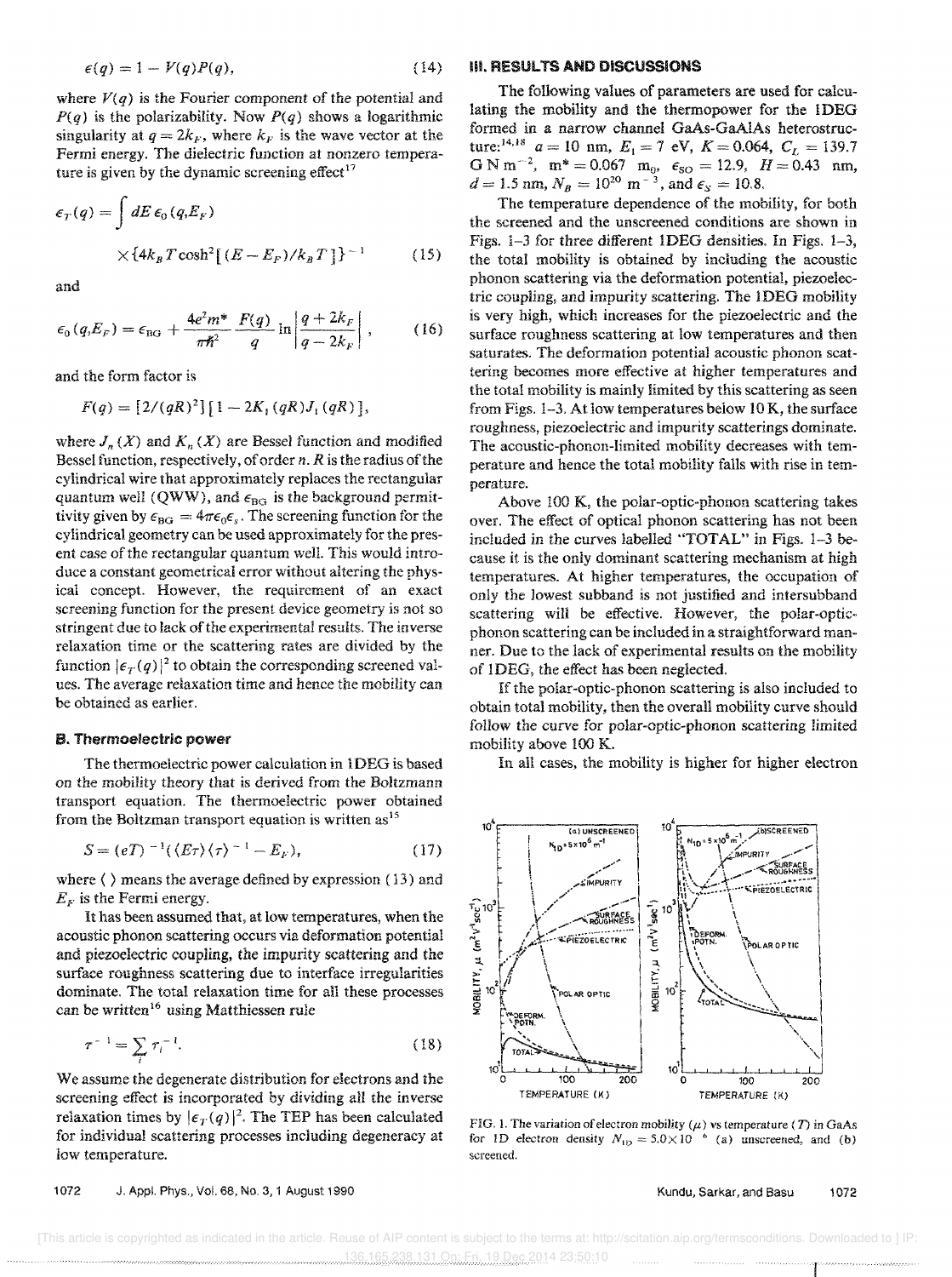$$\epsilon(q) = 1 - V(q)P(q), \tag{14}$$

where $V(q)$ is the Fourier component of the potential and $P(q)$ is the polarizability. Now $P(q)$ shows a logarithmic singularity at $q = 2k_F$, where $k_F$ is the wave vector at the Fermi energy. The dielectric function at nonzero temperature is given by the dynamic screening effect[17]

$$\epsilon_T(q) = \int dE\, \epsilon_0(q,E_F) \times \{4k_B T \cosh^2[(E - E_F)/k_B T]\}^{-1} \tag{15}$$

and

$$\epsilon_0(q,E_F) = \epsilon_{BG} + \frac{4e^2 m^*}{\pi \hbar^2} \frac{F(q)}{q} \ln\left|\frac{q + 2k_F}{q - 2k_F}\right|, \tag{16}$$

and the form factor is

$$F(q) = [2/(qR)^2][1 - 2K_1(qR)J_1(qR)],$$

where $J_n(X)$ and $K_n(X)$ are Bessel function and modified Bessel function, respectively, of order $n$. $R$ is the radius of the cylindrical wire that approximately replaces the rectangular quantum well (QWW), and $\epsilon_{BG}$ is the background permittivity given by $\epsilon_{BG} = 4\pi\epsilon_0\epsilon_s$. The screening function for the cylindrical geometry can be used approximately for the present case of the rectangular quantum well. This would introduce a constant geometrical error without altering the physical concept. However, the requirement of an exact screening function for the present device geometry is not so stringent due to lack of the experimental results. The inverse relaxation time or the scattering rates are divided by the function $|\epsilon_T(q)|^2$ to obtain the corresponding screened values. The average relaxation time and hence the mobility can be obtained as earlier.

### B. Thermoelectric power

The thermoelectric power calculation in 1DEG is based on the mobility theory that is derived from the Boltzmann transport equation. The thermoelectric power obtained from the Boltzman transport equation is written as[15]

$$S = (eT)^{-1}(\langle E\tau\rangle\langle\tau\rangle^{-1} - E_F), \tag{17}$$

where $\langle\ \rangle$ means the average defined by expression (13) and $E_F$ is the Fermi energy.

It has been assumed that, at low temperatures, when the acoustic phonon scattering occurs via deformation potential and piezoelectric coupling, the impurity scattering and the surface roughness scattering due to interface irregularities dominate. The total relaxation time for all these processes can be written[16] using Matthiessen rule

$$\tau^{-1} = \sum_i \tau_i^{-1}. \tag{18}$$

We assume the degenerate distribution for electrons and the screening effect is incorporated by dividing all the inverse relaxation times by $|\epsilon_T(q)|^2$. The TEP has been calculated for individual scattering processes including degeneracy at low temperature.

## III. RESULTS AND DISCUSSIONS

The following values of parameters are used for calculating the mobility and the thermopower for the 1DEG formed in a narrow channel GaAs-GaAlAs heterostructure:[14,18] $a = 10$ nm, $E_1 = 7$ eV, $K = 0.064$, $C_L = 139.7$ G N m$^{-2}$, $m^* = 0.067\ m_0$, $\epsilon_{SO} = 12.9$, $H = 0.43$ nm, $d = 1.5$ nm, $N_B = 10^{20}$ m$^{-3}$, and $\epsilon_S = 10.8$.

The temperature dependence of the mobility, for both the screened and the unscreened conditions are shown in Figs. 1–3 for three different 1DEG densities. In Figs. 1–3, the total mobility is obtained by including the acoustic phonon scattering via the deformation potential, piezoelectric coupling, and impurity scattering. The 1DEG mobility is very high, which increases for the piezoelectric and the surface roughness scattering at low temperatures and then saturates. The deformation potential acoustic phonon scattering becomes more effective at higher temperatures and the total mobility is mainly limited by this scattering as seen from Figs. 1–3. At low temperatures below 10 K, the surface roughness, piezoelectric and impurity scatterings dominate. The acoustic-phonon-limited mobility decreases with temperature and hence the total mobility falls with rise in temperature.

Above 100 K, the polar-optic-phonon scattering takes over. The effect of optical phonon scattering has not been included in the curves labelled "TOTAL" in Figs. 1–3 because it is the only dominant scattering mechanism at high temperatures. At higher temperatures, the occupation of only the lowest subband is not justified and intersubband scattering will be effective. However, the polar-optic-phonon scattering can be included in a straightforward manner. Due to the lack of experimental results on the mobility of 1DEG, the effect has been neglected.

If the polar-optic-phonon scattering is also included to obtain total mobility, then the overall mobility curve should follow the curve for polar-optic-phonon scattering limited mobility above 100 K.

In all cases, the mobility is higher for higher electron

(a) UNSCREENED
$N_{1D} = 5\times10^6$ m$^{-1}$
IMPURITY
SURFACE ROUGHNESS
PIEZOELECTRIC
POLAR OPTIC
DEFORM. POTN.
TOTAL
MOBILITY, $\mu$ (m$^2$V$^{-1}$sec$^{-1}$)
TEMPERATURE (K)

(b) SCREENED
$N_{1D} = 5\times10^6$ m$^{-1}$
IMPURITY
SURFACE ROUGHNESS
PIEZOELECTRIC
DEFORM. POTN.
POLAR OPTIC
TOTAL
MOBILITY, $\mu$ (m$^2$V$^{-1}$sec$^{-1}$)
TEMPERATURE (K)

FIG. 1. The variation of electron mobility ($\mu$) vs temperature ($T$) in GaAs for 1D electron density $N_{1D} = 5.0\times10^{6}$ (a) unscreened, and (b) screened.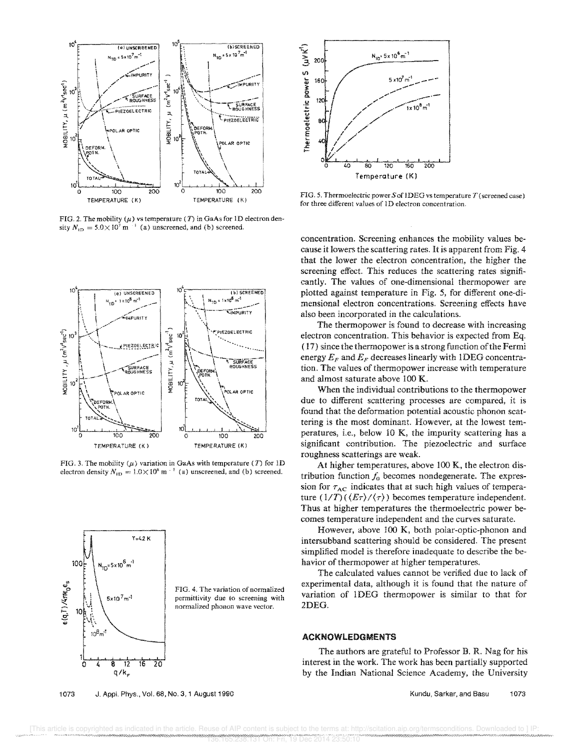(a) UNSCREENED
$N_{1D} = 5\times10^7\,m^{-1}$
IMPURITY
SURFACE ROUGHNESS
PIEZOELECTRIC
POLAR OPTIC
DEFORM. POTN.
TOTAL
MOBILITY, $\mu$ ($m^2V^{-1}sec^{-1}$)
TEMPERATURE (K)

(b) SCREENED
$N_{1D} = 5\times10^7\,m^{-1}$
IMPURITY
SURFACE ROUGHNESS
PIEZOELECTRIC
DEFORM. POTN.
POLAR OPTIC
TOTAL
MOBILITY, $\mu$ ($m^2V^{-1}sec^{-1}$)
TEMPERATURE (K)

FIG. 2. The mobility ($\mu$) vs temperature ($T$) in GaAs for 1D electron density $N_{1D} = 5.0\times10^7\,m^{-1}$ (a) unscreened, and (b) screened.

(a) UNSCREENED
$N_{1D} = 1\times10^8\,m^{-1}$
IMPURITY
PIEZOELECTRIC
SURFACE ROUGHNESS
POLAR OPTIC
DEFORM. POTN.
TOTAL
MOBILITY, $\mu$ ($m^2V^{-1}sec^{-1}$)
TEMPERATURE (K)

(b) SCREENED
$N_{1D} = 1\times10^8\,m^{-1}$
IMPURITY
PIEZOELECTRIC
SURFACE ROUGHNESS
DEFORM. POTN.
POLAR OPTIC
TOTAL
MOBILITY, $\mu$ ($m^2V^{-1}sec^{-1}$)
TEMPERATURE (K)

FIG. 3. The mobility ($\mu$) variation in GaAs with temperature ($T$) for 1D electron density $N_{1D} = 1.0\times10^8\,m^{-1}$ (a) unscreened, and (b) screened.

T=4.2 K
$N_{1D}=5\times10^6\,m^{-1}$
$5\times10^7\,m^{-1}$
$10^8\,m^{-1}$
$\epsilon(q,T)/4\pi\epsilon_0\epsilon_s$
$q/k_F$

FIG. 4. The variation of normalized permittivity due to screening with normalized phonon wave vector.

$N_{1D}=5\times10^6\,m^{-1}$
$5\times10^7\,m^{-1}$
$1\times10^8\,m^{-1}$
Thermoelectric power S ($\mu VK^{-1}$)
Temperature (K)

FIG. 5. Thermoelectric power $S$ of 1DEG vs temperature $T$ (screened case) for three different values of 1D electron concentration.

concentration. Screening enhances the mobility values because it lowers the scattering rates. It is apparent from Fig. 4 that the lower the electron concentration, the higher the screening effect. This reduces the scattering rates significantly. The values of one-dimensional thermopower are plotted against temperature in Fig. 5, for different one-dimensional electron concentrations. Screening effects have also been incorporated in the calculations.

The thermopower is found to decrease with increasing electron concentration. This behavior is expected from Eq. (17) since the thermopower is a strong function of the Fermi energy $E_F$ and $E_F$ decreases linearly with 1DEG concentration. The values of thermopower increase with temperature and almost saturate above 100 K.

When the individual contributions to the thermopower due to different scattering processes are compared, it is found that the deformation potential acoustic phonon scattering is the most dominant. However, at the lowest temperatures, i.e., below 10 K, the impurity scattering has a significant contribution. The piezoelectric and surface roughness scatterings are weak.

At higher temperatures, above 100 K, the electron distribution function $f_0$ becomes nondegenerate. The expression for $\tau_{AC}$ indicates that at such high values of temperature $(1/T)(\langle E\tau\rangle/\langle\tau\rangle)$ becomes temperature independent. Thus at higher temperatures the thermoelectric power becomes temperature independent and the curves saturate.

However, above 100 K, both polar-optic-phonon and intersubband scattering should be considered. The present simplified model is therefore inadequate to describe the behavior of thermopower at higher temperatures.

The calculated values cannot be verified due to lack of experimental data, although it is found that the nature of variation of 1DEG thermopower is similar to that for 2DEG.

## ACKNOWLEDGMENTS

The authors are grateful to Professor B. R. Nag for his interest in the work. The work has been partially supported by the Indian National Science Academy, the University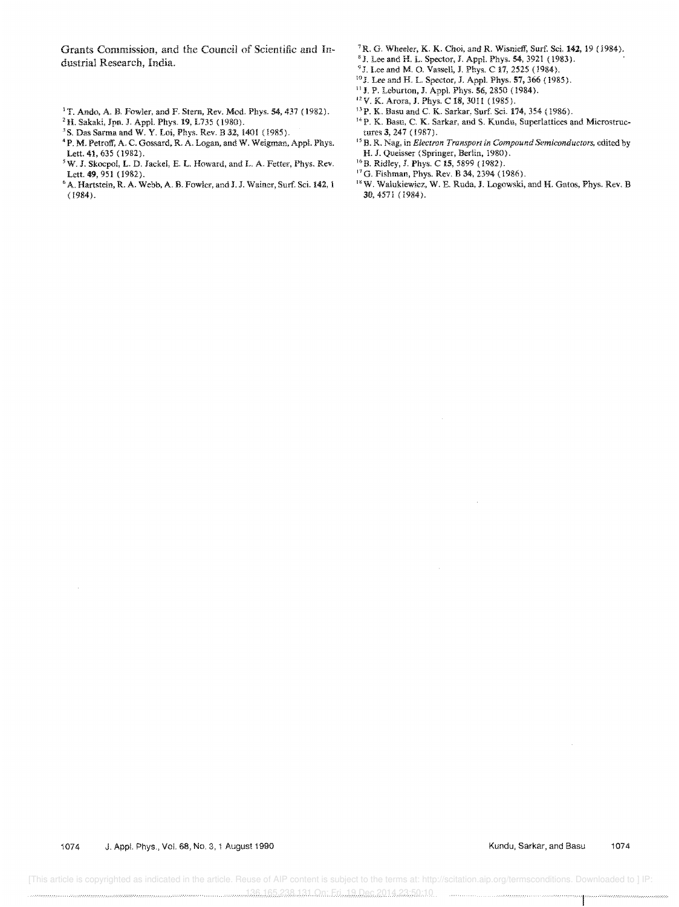Grants Commission, and the Council of Scientific and Industrial Research, India.

[1] T. Ando, A. B. Fowler, and F. Stern, Rev. Mod. Phys. **54**, 437 (1982).

[2] H. Sakaki, Jpn. J. Appl. Phys. **19**, L735 (1980).

[3] S. Das Sarma and W. Y. Loi, Phys. Rev. B **32**, 1401 (1985).

[4] P. M. Petroff, A. C. Gossard, R. A. Logan, and W. Weigman, Appl. Phys. Lett. **41**, 635 (1982).

[5] W. J. Skocpol, L. D. Jackel, E. L. Howard, and L. A. Fetter, Phys. Rev. Lett. **49**, 951 (1982).

[6] A. Hartstein, R. A. Webb, A. B. Fowler, and J. J. Wainer, Surf. Sci. **142**, 1 (1984).

[7] R. G. Wheeler, K. K. Choi, and R. Wisnieff, Surf. Sci. **142**, 19 (1984).

[8] J. Lee and H. L. Spector, J. Appl. Phys. **54**, 3921 (1983).

[9] J. Lee and M. O. Vassell, J. Phys. C **17**, 2525 (1984).

[10] J. Lee and H. L. Spector, J. Appl. Phys. **57**, 366 (1985).

[11] J. P. Leburton, J. Appl. Phys. **56**, 2850 (1984).

[12] V. K. Arora, J. Phys. C **18**, 3011 (1985).

[13] P. K. Basu and C. K. Sarkar, Surf. Sci. **174**, 354 (1986).

[14] P. K. Basu, C. K. Sarkar, and S. Kundu, Superlattices and Microstructures **3**, 247 (1987).

[15] B. R. Nag, in *Electron Transport in Compound Semiconductors*, edited by H. J. Queisser (Springer, Berlin, 1980).

[16] B. Ridley, J. Phys. C **15**, 5899 (1982).

[17] G. Fishman, Phys. Rev. B **34**, 2394 (1986).

[18] W. Walukiewicz, W. E. Ruda, J. Logowski, and H. Gatos, Phys. Rev. B **30**, 4571 (1984).